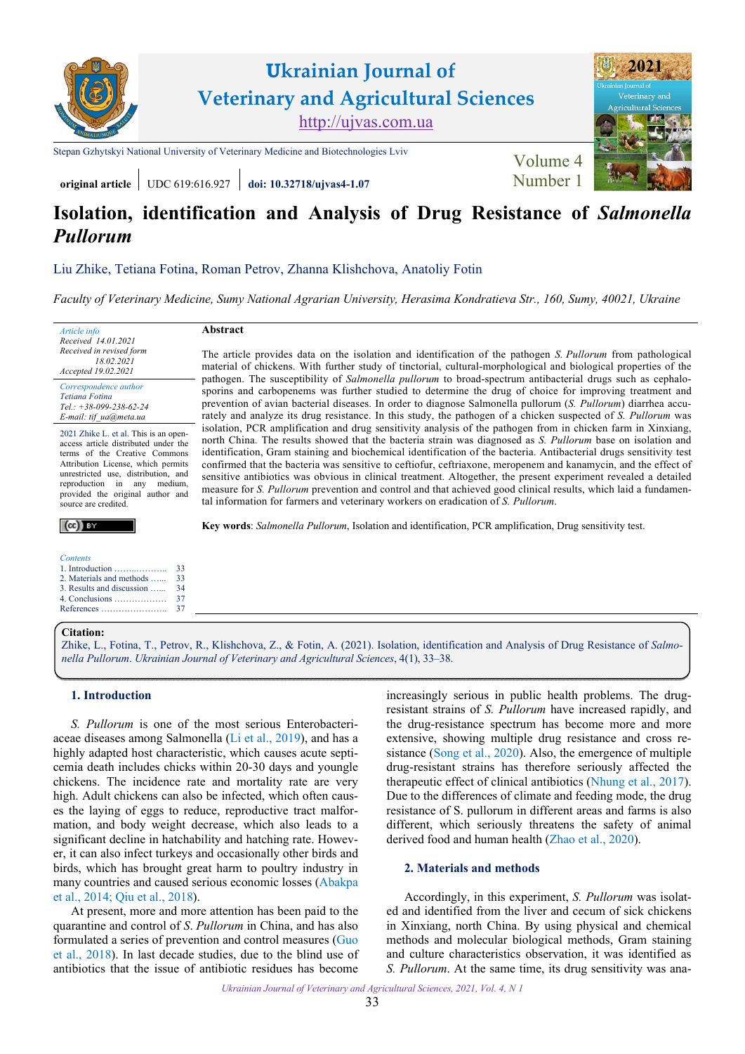Ukrainian Journal of Veterinary and Agricultural Sciences
http://ujvas.com.ua

Stepan Gzhytskyi National University of Veterinary Medicine and Biotechnologies Lviv

original article | UDC 619:616.927 | doi: 10.32718/ujvas4-1.07

Volume 4 Number 1

# Isolation, identification and Analysis of Drug Resistance of *Salmonella Pullorum*

Liu Zhike, Tetiana Fotina, Roman Petrov, Zhanna Klishchova, Anatoliy Fotin

*Faculty of Veterinary Medicine, Sumy National Agrarian University, Herasima Kondratieva Str., 160, Sumy, 40021, Ukraine*

*Article info*
Received 14.01.2021
Received in revised form 18.02.2021
Accepted 19.02.2021

*Correspondence author*
*Tetiana Fotina*
*Tel.: +38-099-238-62-24*
*E-mail: tif_ua@meta.ua*

2021 Zhike L. et al. This is an open-access article distributed under the terms of the Creative Commons Attribution License, which permits unrestricted use, distribution, and reproduction in any medium, provided the original author and source are credited.

*Contents*
1. Introduction …… 33
2. Materials and methods …… 33
3. Results and discussion …… 34
4. Conclusions …… 37
References …… 37

**Abstract**

The article provides data on the isolation and identification of the pathogen *S. Pullorum* from pathological material of chickens. With further study of tinctorial, cultural-morphological and biological properties of the pathogen. The susceptibility of *Salmonella pullorum* to broad-spectrum antibacterial drugs such as cephalosporins and carbopenems was further studied to determine the drug of choice for improving treatment and prevention of avian bacterial diseases. In order to diagnose Salmonella pullorum (*S. Pullorum*) diarrhea accurately and analyze its drug resistance. In this study, the pathogen of a chicken suspected of *S. Pullorum* was isolation, PCR amplification and drug sensitivity analysis of the pathogen from in chicken farm in Xinxiang, north China. The results showed that the bacteria strain was diagnosed as *S. Pullorum* base on isolation and identification, Gram staining and biochemical identification of the bacteria. Antibacterial drugs sensitivity test confirmed that the bacteria was sensitive to ceftiofur, ceftriaxone, meropenem and kanamycin, and the effect of sensitive antibiotics was obvious in clinical treatment. Altogether, the present experiment revealed a detailed measure for *S. Pullorum* prevention and control and that achieved good clinical results, which laid a fundamental information for farmers and veterinary workers on eradication of *S. Pullorum*.

**Key words**: *Salmonella Pullorum*, Isolation and identification, PCR amplification, Drug sensitivity test.

**Citation:**
Zhike, L., Fotina, T., Petrov, R., Klishchova, Z., & Fotin, A. (2021). Isolation, identification and Analysis of Drug Resistance of *Salmonella Pullorum*. *Ukrainian Journal of Veterinary and Agricultural Sciences*, 4(1), 33–38.

## 1. Introduction

*S. Pullorum* is one of the most serious Enterobacteriaceae diseases among Salmonella (Li et al., 2019), and has a highly adapted host characteristic, which causes acute septicemia death includes chicks within 20-30 days and youngle chickens. The incidence rate and mortality rate are very high. Adult chickens can also be infected, which often causes the laying of eggs to reduce, reproductive tract malformation, and body weight decrease, which also leads to a significant decline in hatchability and hatching rate. However, it can also infect turkeys and occasionally other birds and birds, which has brought great harm to poultry industry in many countries and caused serious economic losses (Abakpa et al., 2014; Qiu et al., 2018).

At present, more and more attention has been paid to the quarantine and control of *S. Pullorum* in China, and has also formulated a series of prevention and control measures (Guo et al., 2018). In last decade studies, due to the blind use of antibiotics that the issue of antibiotic residues has become increasingly serious in public health problems. The drug-resistant strains of *S. Pullorum* have increased rapidly, and the drug-resistance spectrum has become more and more extensive, showing multiple drug resistance and cross resistance (Song et al., 2020). Also, the emergence of multiple drug-resistant strains has therefore seriously affected the therapeutic effect of clinical antibiotics (Nhung et al., 2017). Due to the differences of climate and feeding mode, the drug resistance of S. pullorum in different areas and farms is also different, which seriously threatens the safety of animal derived food and human health (Zhao et al., 2020).

## 2. Materials and methods

Accordingly, in this experiment, *S. Pullorum* was isolated and identified from the liver and cecum of sick chickens in Xinxiang, north China. By using physical and chemical methods and molecular biological methods, Gram staining and culture characteristics observation, it was identified as *S. Pullorum*. At the same time, its drug sensitivity was ana-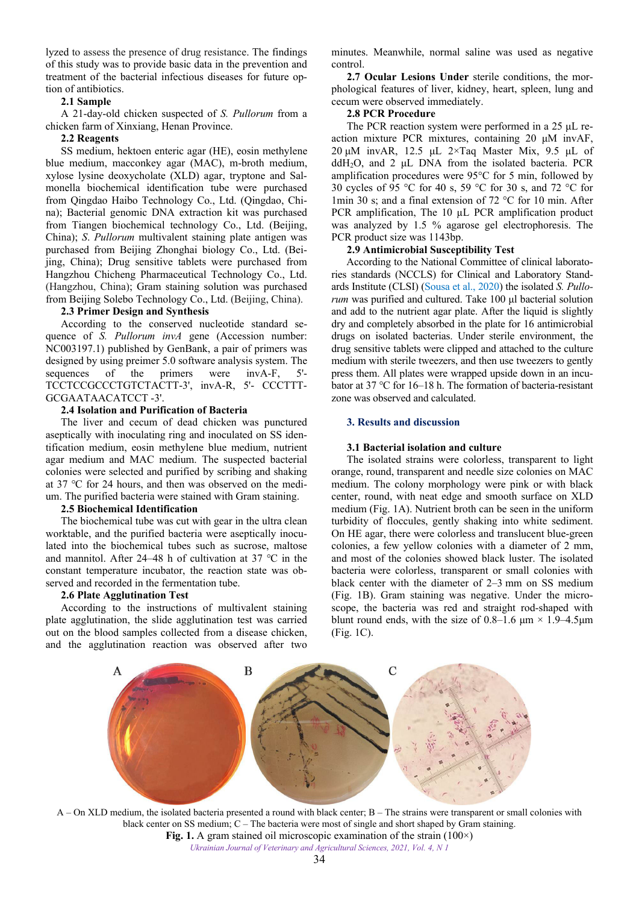lyzed to assess the presence of drug resistance. The findings of this study was to provide basic data in the prevention and treatment of the bacterial infectious diseases for future option of antibiotics.

**2.1 Sample**

A 21-day-old chicken suspected of *S. Pullorum* from a chicken farm of Xinxiang, Henan Province.

**2.2 Reagents**

SS medium, hektoen enteric agar (HE), eosin methylene blue medium, macconkey agar (MAC), m-broth medium, xylose lysine deoxycholate (XLD) agar, tryptone and Salmonella biochemical identification tube were purchased from Qingdao Haibo Technology Co., Ltd. (Qingdao, China); Bacterial genomic DNA extraction kit was purchased from Tiangen biochemical technology Co., Ltd. (Beijing, China); *S. Pullorum* multivalent staining plate antigen was purchased from Beijing Zhonghai biology Co., Ltd. (Beijing, China); Drug sensitive tablets were purchased from Hangzhou Chicheng Pharmaceutical Technology Co., Ltd. (Hangzhou, China); Gram staining solution was purchased from Beijing Solebo Technology Co., Ltd. (Beijing, China).

**2.3 Primer Design and Synthesis**

According to the conserved nucleotide standard sequence of *S. Pullorum invA* gene (Accession number: NC003197.1) published by GenBank, a pair of primers was designed by using preimer 5.0 software analysis system. The sequences of the primers were invA-F, 5'-TCCTCCGCCCTGTCTACTT-3', invA-R, 5'- CCCTTT-GCGAATAACATCCT -3'.

**2.4 Isolation and Purification of Bacteria**

The liver and cecum of dead chicken was punctured aseptically with inoculating ring and inoculated on SS identification medium, eosin methylene blue medium, nutrient agar medium and MAC medium. The suspected bacterial colonies were selected and purified by scribing and shaking at 37 ℃ for 24 hours, and then was observed on the medium. The purified bacteria were stained with Gram staining.

**2.5 Biochemical Identification**

The biochemical tube was cut with gear in the ultra clean worktable, and the purified bacteria were aseptically inoculated into the biochemical tubes such as sucrose, maltose and mannitol. After 24–48 h of cultivation at 37 ℃ in the constant temperature incubator, the reaction state was observed and recorded in the fermentation tube.

**2.6 Plate Agglutination Test**

According to the instructions of multivalent staining plate agglutination, the slide agglutination test was carried out on the blood samples collected from a disease chicken, and the agglutination reaction was observed after two minutes. Meanwhile, normal saline was used as negative control.

**2.7 Ocular Lesions** Under sterile conditions, the morphological features of liver, kidney, heart, spleen, lung and cecum were observed immediately.

**2.8 PCR Procedure**

The PCR reaction system were performed in a 25 μL reaction mixture PCR mixtures, containing 20 μM invAF, 20 μM invAR, 12.5 μL 2×Taq Master Mix, 9.5 μL of $ddH_2O$, and 2 μL DNA from the isolated bacteria. PCR amplification procedures were 95°C for 5 min, followed by 30 cycles of 95 °C for 40 s, 59 °C for 30 s, and 72 °C for 1min 30 s; and a final extension of 72 °C for 10 min. After PCR amplification, The 10 μL PCR amplification product was analyzed by 1.5 % agarose gel electrophoresis. The PCR product size was 1143bp.

**2.9 Antimicrobial Susceptibility Test**

According to the National Committee of clinical laboratories standards (NCCLS) for Clinical and Laboratory Standards Institute (CLSI) (Sousa et al., 2020) the isolated *S. Pullorum* was purified and cultured. Take 100 μl bacterial solution and add to the nutrient agar plate. After the liquid is slightly dry and completely absorbed in the plate for 16 antimicrobial drugs on isolated bacterias. Under sterile environment, the drug sensitive tablets were clipped and attached to the culture medium with sterile tweezers, and then use tweezers to gently press them. All plates were wrapped upside down in an incubator at 37 °C for 16–18 h. The formation of bacteria-resistant zone was observed and calculated.

## 3. Results and discussion

**3.1 Bacterial isolation and culture**

The isolated strains were colorless, transparent to light orange, round, transparent and needle size colonies on MAC medium. The colony morphology were pink or with black center, round, with neat edge and smooth surface on XLD medium (Fig. 1A). Nutrient broth can be seen in the uniform turbidity of floccules, gently shaking into white sediment. On HE agar, there were colorless and translucent blue-green colonies, a few yellow colonies with a diameter of 2 mm, and most of the colonies showed black luster. The isolated bacteria were colorless, transparent or small colonies with black center with the diameter of 2–3 mm on SS medium (Fig. 1B). Gram staining was negative. Under the microscope, the bacteria was red and straight rod-shaped with blunt round ends, with the size of 0.8–1.6 μm × 1.9–4.5μm (Fig. 1C).

A – On XLD medium, the isolated bacteria presented a round with black center; B – The strains were transparent or small colonies with black center on SS medium; C – The bacteria were most of single and short shaped by Gram staining.

**Fig. 1.** A gram stained oil microscopic examination of the strain (100×)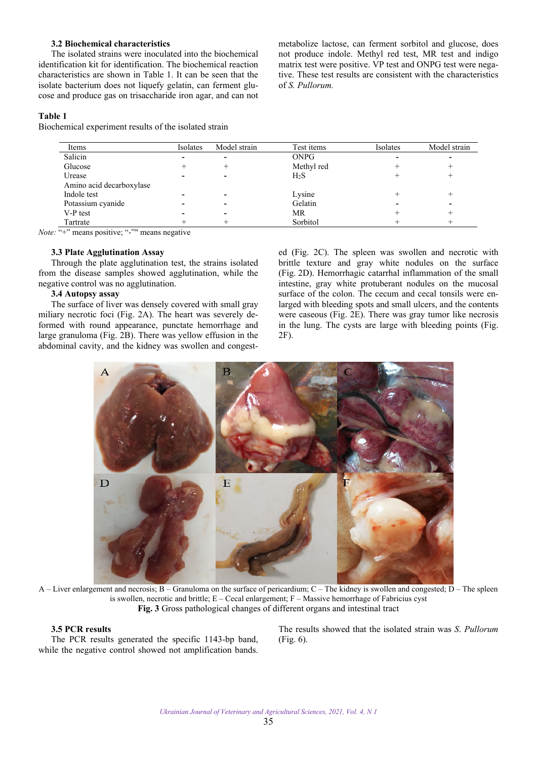### 3.2 Biochemical characteristics

The isolated strains were inoculated into the biochemical identification kit for identification. The biochemical reaction characteristics are shown in Table 1. It can be seen that the isolate bacterium does not liquefy gelatin, can ferment glucose and produce gas on trisaccharide iron agar, and can not metabolize lactose, can ferment sorbitol and glucose, does not produce indole. Methyl red test, MR test and indigo matrix test were positive. VP test and ONPG test were negative. These test results are consistent with the characteristics of *S. Pullorum.*

**Table 1**

Biochemical experiment results of the isolated strain

| Items | Isolates | Model strain | Test items | Isolates | Model strain |
|---|---|---|---|---|---|
| Salicin | - | - | ONPG | - | - |
| Glucose | + | + | Methyl red | + | + |
| Urease | - | - | $H_2S$ | + | + |
| Amino acid decarboxylase | | | | | |
| Indole test | - | - | Lysine | + | + |
| Potassium cyanide | - | - | Gelatin | - | - |
| V-P test | - | - | MR | + | + |
| Tartrate | + | + | Sorbitol | + | + |

*Note:* "+" means positive; "-"" means negative

### 3.3 Plate Agglutination Assay

Through the plate agglutination test, the strains isolated from the disease samples showed agglutination, while the negative control was no agglutination.

### 3.4 Autopsy assay

The surface of liver was densely covered with small gray miliary necrotic foci (Fig. 2A). The heart was severely deformed with round appearance, punctate hemorrhage and large granuloma (Fig. 2B). There was yellow effusion in the abdominal cavity, and the kidney was swollen and congested (Fig. 2C). The spleen was swollen and necrotic with brittle texture and gray white nodules on the surface (Fig. 2D). Hemorrhagic catarrhal inflammation of the small intestine, gray white protuberant nodules on the mucosal surface of the colon. The cecum and cecal tonsils were enlarged with bleeding spots and small ulcers, and the contents were caseous (Fig. 2E). There was gray tumor like necrosis in the lung. The cysts are large with bleeding points (Fig. 2F).

A – Liver enlargement and necrosis; B – Granuloma on the surface of pericardium; C – The kidney is swollen and congested; D – The spleen is swollen, necrotic and brittle; E – Cecal enlargement; F – Massive hemorrhage of Fabricius cyst

**Fig. 3** Gross pathological changes of different organs and intestinal tract

### 3.5 PCR results

The PCR results generated the specific 1143-bp band, while the negative control showed not amplification bands. The results showed that the isolated strain was *S. Pullorum* (Fig. 6).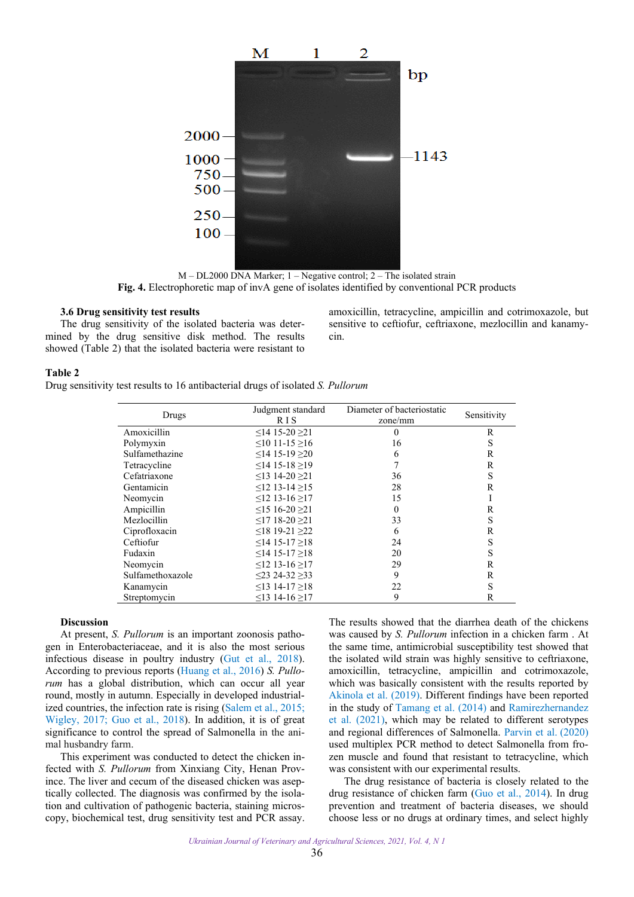M – DL2000 DNA Marker; 1 – Negative control; 2 – The isolated strain

**Fig. 4.** Electrophoretic map of invA gene of isolates identified by conventional PCR products

### 3.6 Drug sensitivity test results

The drug sensitivity of the isolated bacteria was determined by the drug sensitive disk method. The results showed (Table 2) that the isolated bacteria were resistant to amoxicillin, tetracycline, ampicillin and cotrimoxazole, but sensitive to ceftiofur, ceftriaxone, mezlocillin and kanamycin.

**Table 2**
Drug sensitivity test results to 16 antibacterial drugs of isolated *S. Pullorum*

| Drugs | Judgment standard R I S | Diameter of bacteriostatic zone/mm | Sensitivity |
|---|---|---|---|
| Amoxicillin | ≤14 15-20 ≥21 | 0 | R |
| Polymyxin | ≤10 11-15 ≥16 | 16 | S |
| Sulfamethazine | ≤14 15-19 ≥20 | 6 | R |
| Tetracycline | ≤14 15-18 ≥19 | 7 | R |
| Cefatriaxone | ≤13 14-20 ≥21 | 36 | S |
| Gentamicin | ≤12 13-14 ≥15 | 28 | R |
| Neomycin | ≤12 13-16 ≥17 | 15 | I |
| Ampicillin | ≤15 16-20 ≥21 | 0 | R |
| Mezlocillin | ≤17 18-20 ≥21 | 33 | S |
| Ciprofloxacin | ≤18 19-21 ≥22 | 6 | R |
| Ceftiofur | ≤14 15-17 ≥18 | 24 | S |
| Fudaxin | ≤14 15-17 ≥18 | 20 | S |
| Neomycin | ≤12 13-16 ≥17 | 29 | R |
| Sulfamethoxazole | ≤23 24-32 ≥33 | 9 | R |
| Kanamycin | ≤13 14-17 ≥18 | 22 | S |
| Streptomycin | ≤13 14-16 ≥17 | 9 | R |

### Discussion

At present, *S. Pullorum* is an important zoonosis pathogen in Enterobacteriaceae, and it is also the most serious infectious disease in poultry industry (Gut et al., 2018). According to previous reports (Huang et al., 2016) *S. Pullorum* has a global distribution, which can occur all year round, mostly in autumn. Especially in developed industrialized countries, the infection rate is rising (Salem et al., 2015; Wigley, 2017; Guo et al., 2018). In addition, it is of great significance to control the spread of Salmonella in the animal husbandry farm.

This experiment was conducted to detect the chicken infected with *S. Pullorum* from Xinxiang City, Henan Province. The liver and cecum of the diseased chicken was aseptically collected. The diagnosis was confirmed by the isolation and cultivation of pathogenic bacteria, staining microscopy, biochemical test, drug sensitivity test and PCR assay. The results showed that the diarrhea death of the chickens was caused by *S. Pullorum* infection in a chicken farm . At the same time, antimicrobial susceptibility test showed that the isolated wild strain was highly sensitive to ceftriaxone, amoxicillin, tetracycline, ampicillin and cotrimoxazole, which was basically consistent with the results reported by Akinola et al. (2019). Different findings have been reported in the study of Tamang et al. (2014) and Ramirezhernandez et al. (2021), which may be related to different serotypes and regional differences of Salmonella. Parvin et al. (2020) used multiplex PCR method to detect Salmonella from frozen muscle and found that resistant to tetracycline, which was consistent with our experimental results.

The drug resistance of bacteria is closely related to the drug resistance of chicken farm (Guo et al., 2014). In drug prevention and treatment of bacteria diseases, we should choose less or no drugs at ordinary times, and select highly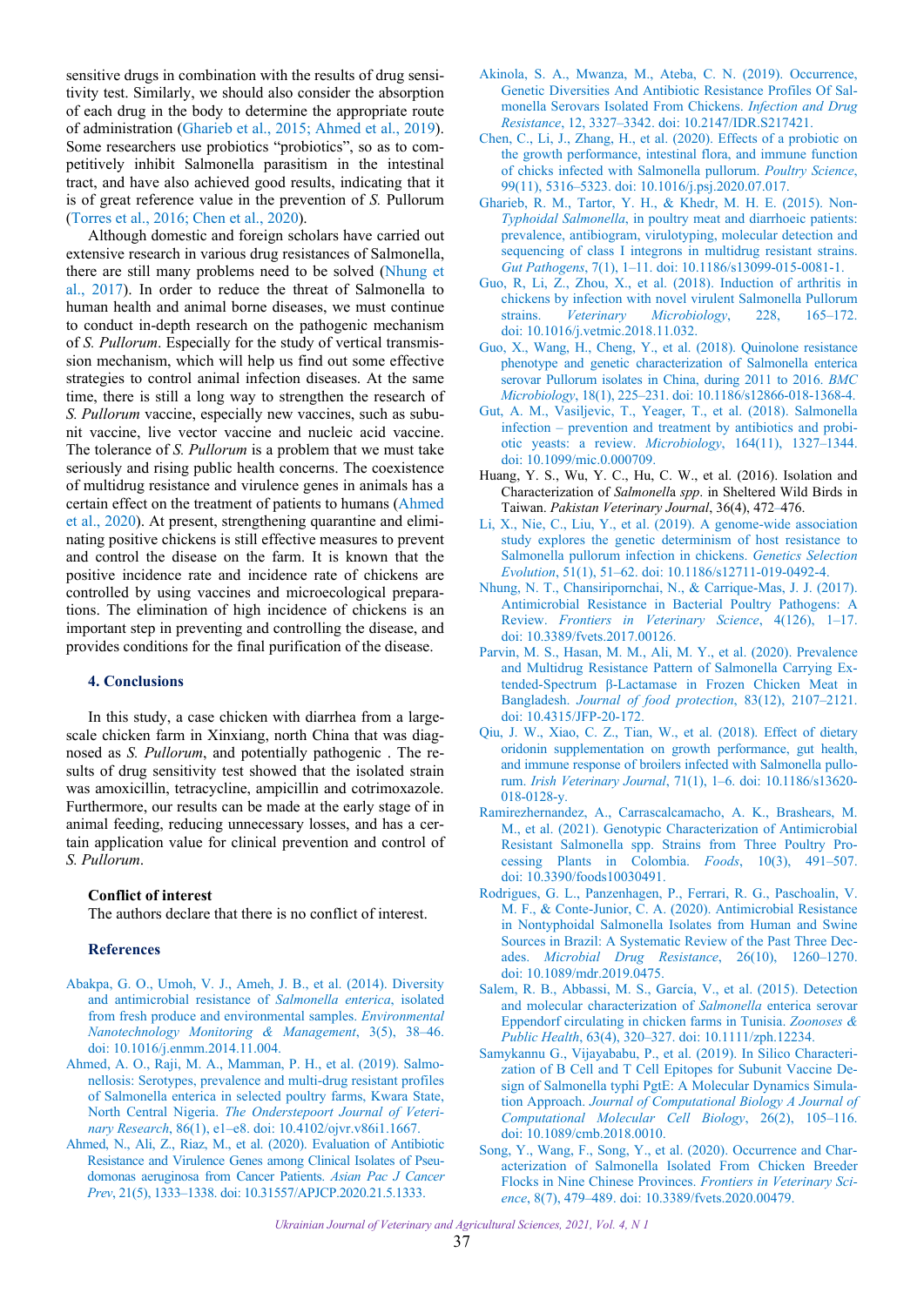sensitive drugs in combination with the results of drug sensitivity test. Similarly, we should also consider the absorption of each drug in the body to determine the appropriate route of administration (Gharieb et al., 2015; Ahmed et al., 2019). Some researchers use probiotics "probiotics", so as to competitively inhibit Salmonella parasitism in the intestinal tract, and have also achieved good results, indicating that it is of great reference value in the prevention of *S.* Pullorum (Torres et al., 2016; Chen et al., 2020).

Although domestic and foreign scholars have carried out extensive research in various drug resistances of Salmonella, there are still many problems need to be solved (Nhung et al., 2017). In order to reduce the threat of Salmonella to human health and animal borne diseases, we must continue to conduct in-depth research on the pathogenic mechanism of *S. Pullorum*. Especially for the study of vertical transmission mechanism, which will help us find out some effective strategies to control animal infection diseases. At the same time, there is still a long way to strengthen the research of *S. Pullorum* vaccine, especially new vaccines, such as subunit vaccine, live vector vaccine and nucleic acid vaccine. The tolerance of *S. Pullorum* is a problem that we must take seriously and rising public health concerns. The coexistence of multidrug resistance and virulence genes in animals has a certain effect on the treatment of patients to humans (Ahmed et al., 2020). At present, strengthening quarantine and eliminating positive chickens is still effective measures to prevent and control the disease on the farm. It is known that the positive incidence rate and incidence rate of chickens are controlled by using vaccines and microecological preparations. The elimination of high incidence of chickens is an important step in preventing and controlling the disease, and provides conditions for the final purification of the disease.

## 4. Conclusions

In this study, a case chicken with diarrhea from a large-scale chicken farm in Xinxiang, north China that was diagnosed as *S. Pullorum*, and potentially pathogenic . The results of drug sensitivity test showed that the isolated strain was amoxicillin, tetracycline, ampicillin and cotrimoxazole. Furthermore, our results can be made at the early stage of in animal feeding, reducing unnecessary losses, and has a certain application value for clinical prevention and control of *S. Pullorum*.

**Conflict of interest**

The authors declare that there is no conflict of interest.

## References

Abakpa, G. O., Umoh, V. J., Ameh, J. B., et al. (2014). Diversity and antimicrobial resistance of *Salmonella enterica*, isolated from fresh produce and environmental samples. *Environmental Nanotechnology Monitoring & Management*, 3(5), 38–46. doi: 10.1016/j.enmm.2014.11.004.

Ahmed, A. O., Raji, M. A., Mamman, P. H., et al. (2019). Salmonellosis: Serotypes, prevalence and multi-drug resistant profiles of Salmonella enterica in selected poultry farms, Kwara State, North Central Nigeria. *The Onderstepoort Journal of Veterinary Research*, 86(1), e1–e8. doi: 10.4102/ojvr.v86i1.1667.

Ahmed, N., Ali, Z., Riaz, M., et al. (2020). Evaluation of Antibiotic Resistance and Virulence Genes among Clinical Isolates of Pseudomonas aeruginosa from Cancer Patients. *Asian Pac J Cancer Prev*, 21(5), 1333–1338. doi: 10.31557/APJCP.2020.21.5.1333.

Akinola, S. A., Mwanza, M., Ateba, C. N. (2019). Occurrence, Genetic Diversities And Antibiotic Resistance Profiles Of Salmonella Serovars Isolated From Chickens. *Infection and Drug Resistance*, 12, 3327–3342. doi: 10.2147/IDR.S217421.

Chen, C., Li, J., Zhang, H., et al. (2020). Effects of a probiotic on the growth performance, intestinal flora, and immune function of chicks infected with Salmonella pullorum. *Poultry Science*, 99(11), 5316–5323. doi: 10.1016/j.psj.2020.07.017.

Gharieb, R. M., Tartor, Y. H., & Khedr, M. H. E. (2015). Non-*Typhoidal Salmonella*, in poultry meat and diarrhoeic patients: prevalence, antibiogram, virulotyping, molecular detection and sequencing of class I integrons in multidrug resistant strains. *Gut Pathogens*, 7(1), 1–11. doi: 10.1186/s13099-015-0081-1.

Guo, R, Li, Z., Zhou, X., et al. (2018). Induction of arthritis in chickens by infection with novel virulent Salmonella Pullorum strains. *Veterinary Microbiology*, 228, 165–172. doi: 10.1016/j.vetmic.2018.11.032.

Guo, X., Wang, H., Cheng, Y., et al. (2018). Quinolone resistance phenotype and genetic characterization of Salmonella enterica serovar Pullorum isolates in China, during 2011 to 2016. *BMC Microbiology*, 18(1), 225–231. doi: 10.1186/s12866-018-1368-4.

Gut, A. M., Vasiljevic, T., Yeager, T., et al. (2018). Salmonella infection – prevention and treatment by antibiotics and probiotic yeasts: a review. *Microbiology*, 164(11), 1327–1344. doi: 10.1099/mic.0.000709.

Huang, Y. S., Wu, Y. C., Hu, C. W., et al. (2016). Isolation and Characterization of *Salmonella spp.* in Sheltered Wild Birds in Taiwan. *Pakistan Veterinary Journal*, 36(4), 472–476.

Li, X., Nie, C., Liu, Y., et al. (2019). A genome-wide association study explores the genetic determinism of host resistance to Salmonella pullorum infection in chickens. *Genetics Selection Evolution*, 51(1), 51–62. doi: 10.1186/s12711-019-0492-4.

Nhung, N. T., Chansiripornchai, N., & Carrique-Mas, J. J. (2017). Antimicrobial Resistance in Bacterial Poultry Pathogens: A Review. *Frontiers in Veterinary Science*, 4(126), 1–17. doi: 10.3389/fvets.2017.00126.

Parvin, M. S., Hasan, M. M., Ali, M. Y., et al. (2020). Prevalence and Multidrug Resistance Pattern of Salmonella Carrying Extended-Spectrum β-Lactamase in Frozen Chicken Meat in Bangladesh. *Journal of food protection*, 83(12), 2107–2121. doi: 10.4315/JFP-20-172.

Qiu, J. W., Xiao, C. Z., Tian, W., et al. (2018). Effect of dietary oridonin supplementation on growth performance, gut health, and immune response of broilers infected with Salmonella pullorum. *Irish Veterinary Journal*, 71(1), 1–6. doi: 10.1186/s13620-018-0128-y.

Ramirezhernandez, A., Carrascalcamacho, A. K., Brashears, M. M., et al. (2021). Genotypic Characterization of Antimicrobial Resistant Salmonella spp. Strains from Three Poultry Processing Plants in Colombia. *Foods*, 10(3), 491–507. doi: 10.3390/foods10030491.

Rodrigues, G. L., Panzenhagen, P., Ferrari, R. G., Paschoalin, V. M. F., & Conte-Junior, C. A. (2020). Antimicrobial Resistance in Nontyphoidal Salmonella Isolates from Human and Swine Sources in Brazil: A Systematic Review of the Past Three Decades. *Microbial Drug Resistance*, 26(10), 1260–1270. doi: 10.1089/mdr.2019.0475.

Salem, R. B., Abbassi, M. S., García, V., et al. (2015). Detection and molecular characterization of *Salmonella* enterica serovar Eppendorf circulating in chicken farms in Tunisia. *Zoonoses & Public Health*, 63(4), 320–327. doi: 10.1111/zph.12234.

Samykannu G., Vijayababu, P., et al. (2019). In Silico Characterization of B Cell and T Cell Epitopes for Subunit Vaccine Design of Salmonella typhi PgtE: A Molecular Dynamics Simulation Approach. *Journal of Computational Biology A Journal of Computational Molecular Cell Biology*, 26(2), 105–116. doi: 10.1089/cmb.2018.0010.

Song, Y., Wang, F., Song, Y., et al. (2020). Occurrence and Characterization of Salmonella Isolated From Chicken Breeder Flocks in Nine Chinese Provinces. *Frontiers in Veterinary Science*, 8(7), 479–489. doi: 10.3389/fvets.2020.00479.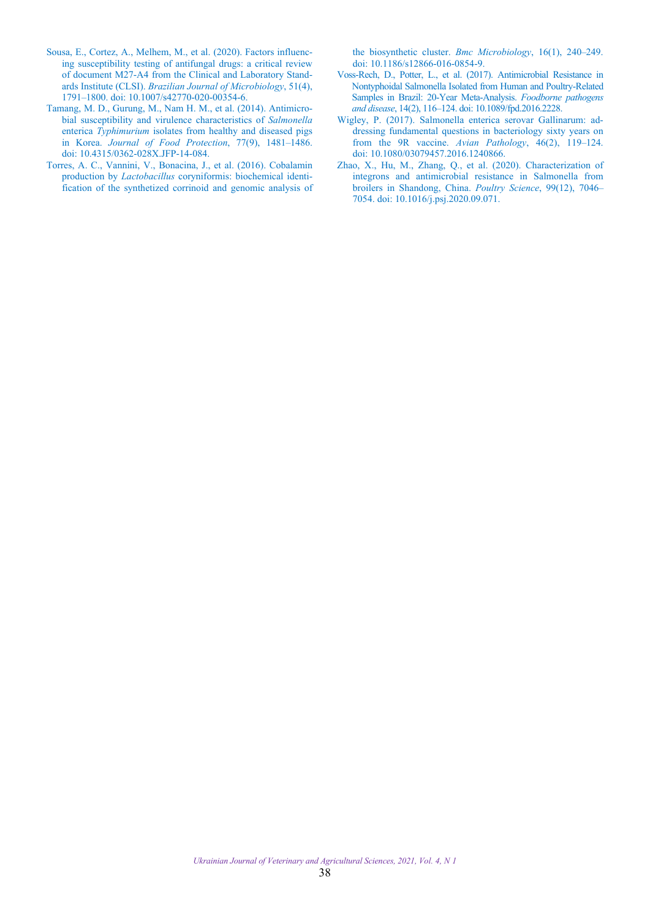Sousa, E., Cortez, A., Melhem, M., et al. (2020). Factors influencing susceptibility testing of antifungal drugs: a critical review of document M27-A4 from the Clinical and Laboratory Standards Institute (CLSI). *Brazilian Journal of Microbiology*, 51(4), 1791–1800. doi: 10.1007/s42770-020-00354-6.

Tamang, M. D., Gurung, M., Nam H. M., et al. (2014). Antimicrobial susceptibility and virulence characteristics of *Salmonella* enterica *Typhimurium* isolates from healthy and diseased pigs in Korea. *Journal of Food Protection*, 77(9), 1481–1486. doi: 10.4315/0362-028X.JFP-14-084.

Torres, A. C., Vannini, V., Bonacina, J., et al. (2016). Cobalamin production by *Lactobacillus* coryniformis: biochemical identification of the synthetized corrinoid and genomic analysis of the biosynthetic cluster. *Bmc Microbiology*, 16(1), 240–249. doi: 10.1186/s12866-016-0854-9.

Voss-Rech, D., Potter, L., et al. (2017). Antimicrobial Resistance in Nontyphoidal Salmonella Isolated from Human and Poultry-Related Samples in Brazil: 20-Year Meta-Analysis. *Foodborne pathogens and disease*, 14(2), 116–124. doi: 10.1089/fpd.2016.2228.

Wigley, P. (2017). Salmonella enterica serovar Gallinarum: addressing fundamental questions in bacteriology sixty years on from the 9R vaccine. *Avian Pathology*, 46(2), 119–124. doi: 10.1080/03079457.2016.1240866.

Zhao, X., Hu, M., Zhang, Q., et al. (2020). Characterization of integrons and antimicrobial resistance in Salmonella from broilers in Shandong, China. *Poultry Science*, 99(12), 7046–7054. doi: 10.1016/j.psj.2020.09.071.